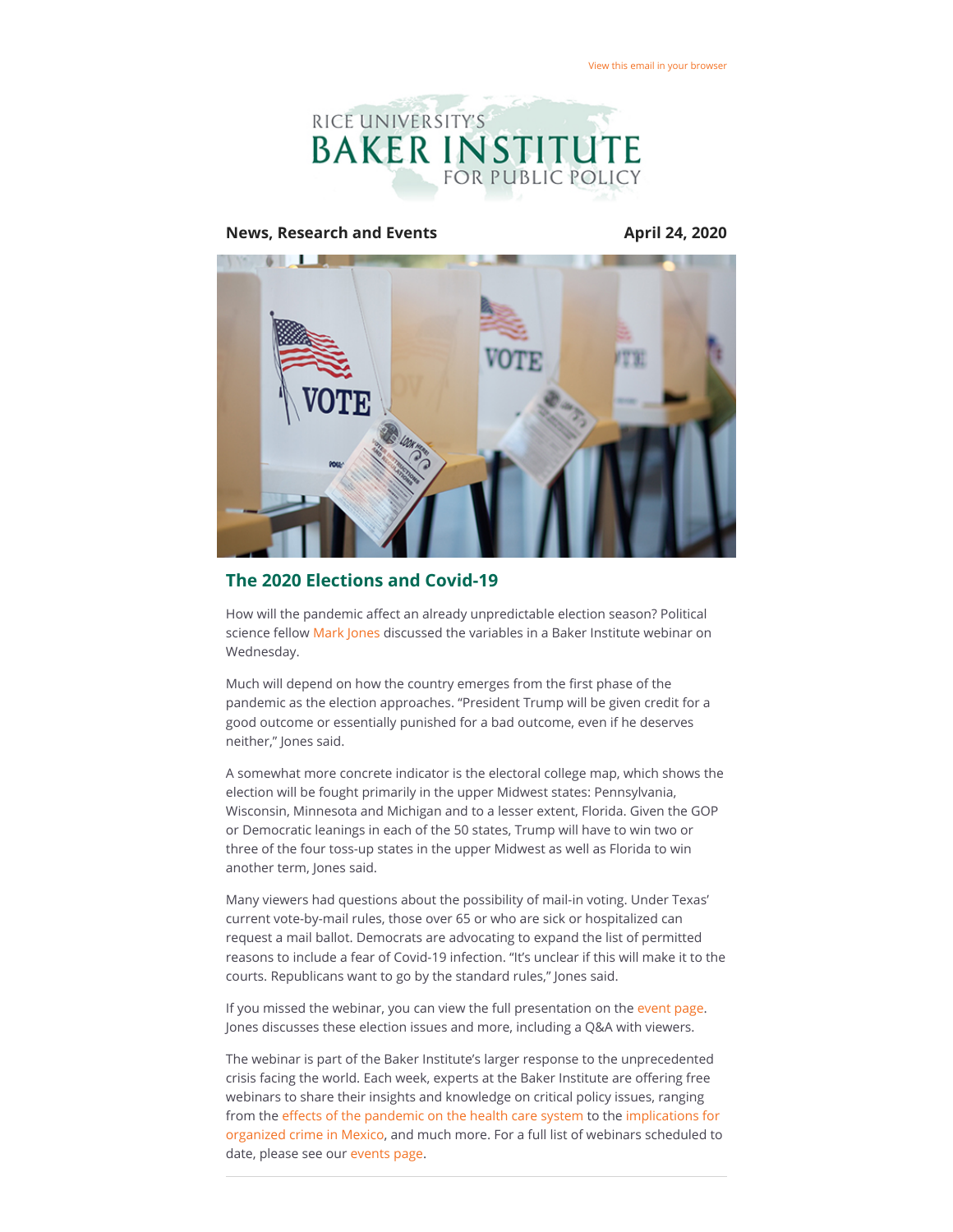View this email in your browser

RICE UNIVERSITY'S BAKER INSTITUTE FOR PUBLIC POLICY

**News, Research and Events** **April 24, 2020**

## The 2020 Elections and Covid-19

How will the pandemic affect an already unpredictable election season? Political science fellow Mark Jones discussed the variables in a Baker Institute webinar on Wednesday.

Much will depend on how the country emerges from the first phase of the pandemic as the election approaches. "President Trump will be given credit for a good outcome or essentially punished for a bad outcome, even if he deserves neither," Jones said.

A somewhat more concrete indicator is the electoral college map, which shows the election will be fought primarily in the upper Midwest states: Pennsylvania, Wisconsin, Minnesota and Michigan and to a lesser extent, Florida. Given the GOP or Democratic leanings in each of the 50 states, Trump will have to win two or three of the four toss-up states in the upper Midwest as well as Florida to win another term, Jones said.

Many viewers had questions about the possibility of mail-in voting. Under Texas' current vote-by-mail rules, those over 65 or who are sick or hospitalized can request a mail ballot. Democrats are advocating to expand the list of permitted reasons to include a fear of Covid-19 infection. "It's unclear if this will make it to the courts. Republicans want to go by the standard rules," Jones said.

If you missed the webinar, you can view the full presentation on the event page. Jones discusses these election issues and more, including a Q&A with viewers.

The webinar is part of the Baker Institute's larger response to the unprecedented crisis facing the world. Each week, experts at the Baker Institute are offering free webinars to share their insights and knowledge on critical policy issues, ranging from the effects of the pandemic on the health care system to the implications for organized crime in Mexico, and much more. For a full list of webinars scheduled to date, please see our events page.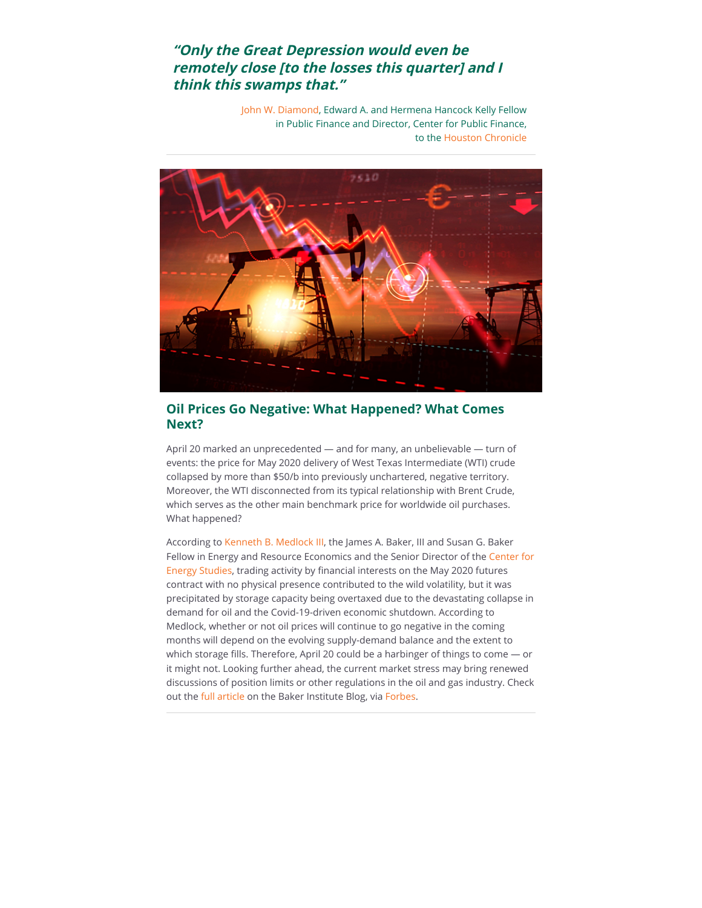> ***"Only the Great Depression would even be remotely close [to the losses this quarter] and I think this swamps that."***
>
> John W. Diamond, Edward A. and Hermena Hancock Kelly Fellow in Public Finance and Director, Center for Public Finance, to the Houston Chronicle

---

## Oil Prices Go Negative: What Happened? What Comes Next?

April 20 marked an unprecedented — and for many, an unbelievable — turn of events: the price for May 2020 delivery of West Texas Intermediate (WTI) crude collapsed by more than $50/b into previously unchartered, negative territory. Moreover, the WTI disconnected from its typical relationship with Brent Crude, which serves as the other main benchmark price for worldwide oil purchases. What happened?

According to Kenneth B. Medlock III, the James A. Baker, III and Susan G. Baker Fellow in Energy and Resource Economics and the Senior Director of the Center for Energy Studies, trading activity by financial interests on the May 2020 futures contract with no physical presence contributed to the wild volatility, but it was precipitated by storage capacity being overtaxed due to the devastating collapse in demand for oil and the Covid-19-driven economic shutdown. According to Medlock, whether or not oil prices will continue to go negative in the coming months will depend on the evolving supply-demand balance and the extent to which storage fills. Therefore, April 20 could be a harbinger of things to come — or it might not. Looking further ahead, the current market stress may bring renewed discussions of position limits or other regulations in the oil and gas industry. Check out the full article on the Baker Institute Blog, via Forbes.

---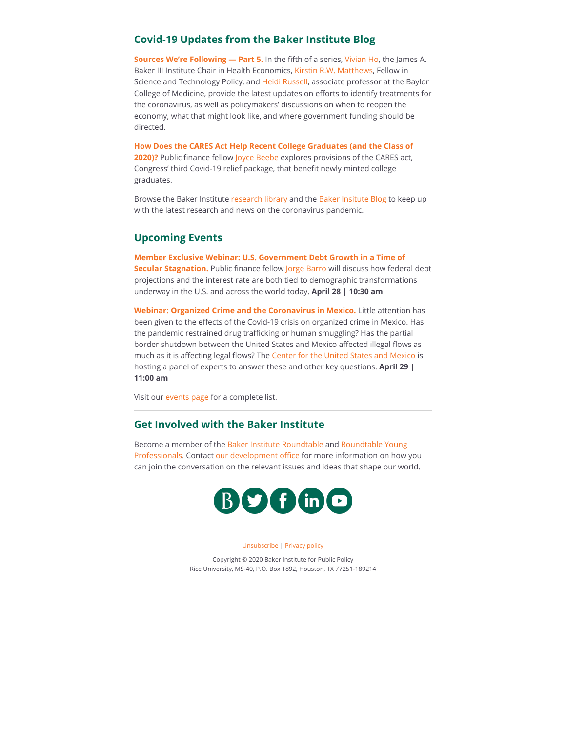## Covid-19 Updates from the Baker Institute Blog

**Sources We're Following — Part 5.** In the fifth of a series, Vivian Ho, the James A. Baker III Institute Chair in Health Economics, Kirstin R.W. Matthews, Fellow in Science and Technology Policy, and Heidi Russell, associate professor at the Baylor College of Medicine, provide the latest updates on efforts to identify treatments for the coronavirus, as well as policymakers' discussions on when to reopen the economy, what that might look like, and where government funding should be directed.

**How Does the CARES Act Help Recent College Graduates (and the Class of 2020)?** Public finance fellow Joyce Beebe explores provisions of the CARES act, Congress' third Covid-19 relief package, that benefit newly minted college graduates.

Browse the Baker Institute research library and the Baker Insitute Blog to keep up with the latest research and news on the coronavirus pandemic.

---

## Upcoming Events

**Member Exclusive Webinar: U.S. Government Debt Growth in a Time of Secular Stagnation.** Public finance fellow Jorge Barro will discuss how federal debt projections and the interest rate are both tied to demographic transformations underway in the U.S. and across the world today. **April 28 | 10:30 am**

**Webinar: Organized Crime and the Coronavirus in Mexico.** Little attention has been given to the effects of the Covid-19 crisis on organized crime in Mexico. Has the pandemic restrained drug trafficking or human smuggling? Has the partial border shutdown between the United States and Mexico affected illegal flows as much as it is affecting legal flows? The Center for the United States and Mexico is hosting a panel of experts to answer these and other key questions. **April 29 | 11:00 am**

Visit our events page for a complete list.

---

## Get Involved with the Baker Institute

Become a member of the Baker Institute Roundtable and Roundtable Young Professionals. Contact our development office for more information on how you can join the conversation on the relevant issues and ideas that shape our world.

Unsubscribe | Privacy policy

Copyright © 2020 Baker Institute for Public Policy
Rice University, MS-40, P.O. Box 1892, Houston, TX 77251-189214